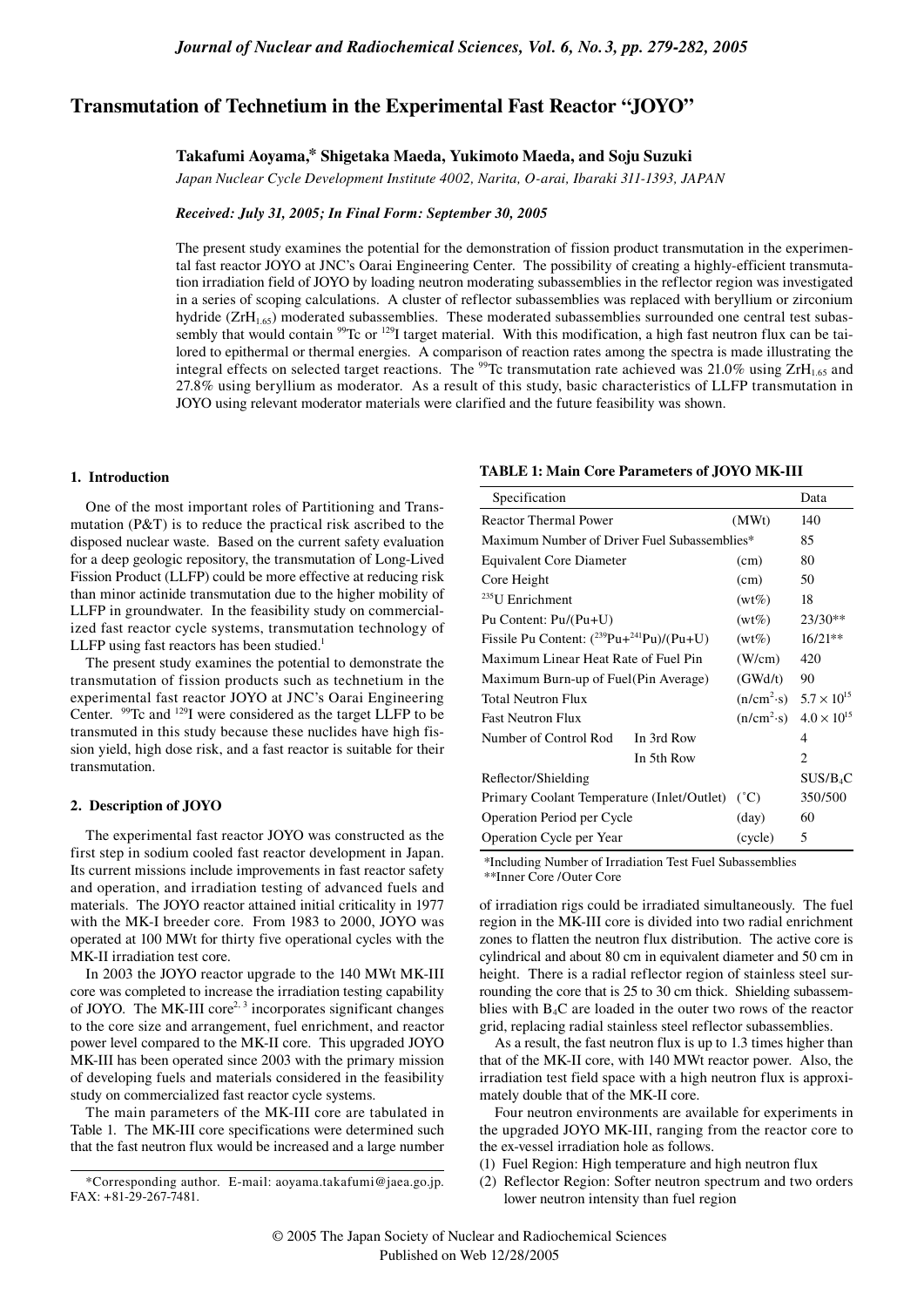# Transmutation of Technetium in the Experimental Fast Reactor "JOYO"

**Takafumi Aoyama,* Shigetaka Maeda, Yukimoto Maeda, and Soju Suzuki**

*Japan Nuclear Cycle Development Institute 4002, Narita, O-arai, Ibaraki 311-1393, JAPAN*

***Received: July 31, 2005; In Final Form: September 30, 2005***

The present study examines the potential for the demonstration of fission product transmutation in the experimental fast reactor JOYO at JNC's Oarai Engineering Center. The possibility of creating a highly-efficient transmutation irradiation field of JOYO by loading neutron moderating subassemblies in the reflector region was investigated in a series of scoping calculations. A cluster of reflector subassemblies was replaced with beryllium or zirconium hydride ($ZrH_{1.65}$) moderated subassemblies. These moderated subassemblies surrounded one central test subassembly that would contain $^{99}$Tc or $^{129}$I target material. With this modification, a high fast neutron flux can be tailored to epithermal or thermal energies. A comparison of reaction rates among the spectra is made illustrating the integral effects on selected target reactions. The $^{99}$Tc transmutation rate achieved was 21.0% using $ZrH_{1.65}$ and 27.8% using beryllium as moderator. As a result of this study, basic characteristics of LLFP transmutation in JOYO using relevant moderator materials were clarified and the future feasibility was shown.

## 1. Introduction

One of the most important roles of Partitioning and Transmutation (P&T) is to reduce the practical risk ascribed to the disposed nuclear waste. Based on the current safety evaluation for a deep geologic repository, the transmutation of Long-Lived Fission Product (LLFP) could be more effective at reducing risk than minor actinide transmutation due to the higher mobility of LLFP in groundwater. In the feasibility study on commercialized fast reactor cycle systems, transmutation technology of LLFP using fast reactors has been studied.[1]

The present study examines the potential to demonstrate the transmutation of fission products such as technetium in the experimental fast reactor JOYO at JNC's Oarai Engineering Center. $^{99}$Tc and $^{129}$I were considered as the target LLFP to be transmuted in this study because these nuclides have high fission yield, high dose risk, and a fast reactor is suitable for their transmutation.

## 2. Description of JOYO

The experimental fast reactor JOYO was constructed as the first step in sodium cooled fast reactor development in Japan. Its current missions include improvements in fast reactor safety and operation, and irradiation testing of advanced fuels and materials. The JOYO reactor attained initial criticality in 1977 with the MK-I breeder core. From 1983 to 2000, JOYO was operated at 100 MWt for thirty five operational cycles with the MK-II irradiation test core.

In 2003 the JOYO reactor upgrade to the 140 MWt MK-III core was completed to increase the irradiation testing capability of JOYO. The MK-III core[2, 3] incorporates significant changes to the core size and arrangement, fuel enrichment, and reactor power level compared to the MK-II core. This upgraded JOYO MK-III has been operated since 2003 with the primary mission of developing fuels and materials considered in the feasibility study on commercialized fast reactor cycle systems.

The main parameters of the MK-III core are tabulated in Table 1. The MK-III core specifications were determined such that the fast neutron flux would be increased and a large number of irradiation rigs could be irradiated simultaneously. The fuel region in the MK-III core is divided into two radial enrichment zones to flatten the neutron flux distribution. The active core is cylindrical and about 80 cm in equivalent diameter and 50 cm in height. There is a radial reflector region of stainless steel surrounding the core that is 25 to 30 cm thick. Shielding subassemblies with $B_4C$ are loaded in the outer two rows of the reactor grid, replacing radial stainless steel reflector subassemblies.

As a result, the fast neutron flux is up to 1.3 times higher than that of the MK-II core, with 140 MWt reactor power. Also, the irradiation test field space with a high neutron flux is approximately double that of the MK-II core.

Four neutron environments are available for experiments in the upgraded JOYO MK-III, ranging from the reactor core to the ex-vessel irradiation hole as follows.

(1) Fuel Region: High temperature and high neutron flux
(2) Reflector Region: Softer neutron spectrum and two orders lower neutron intensity than fuel region

**TABLE 1: Main Core Parameters of JOYO MK-III**

| Specification | | | Data |
|---|---|---|---|
| Reactor Thermal Power | | (MWt) | 140 |
| Maximum Number of Driver Fuel Subassemblies* | | | 85 |
| Equivalent Core Diameter | | (cm) | 80 |
| Core Height | | (cm) | 50 |
| $^{235}$U Enrichment | | (wt%) | 18 |
| Pu Content: Pu/(Pu+U) | | (wt%) | 23/30** |
| Fissile Pu Content: ($^{239}$Pu+$^{241}$Pu)/(Pu+U) | | (wt%) | 16/21** |
| Maximum Linear Heat Rate of Fuel Pin | | (W/cm) | 420 |
| Maximum Burn-up of Fuel(Pin Average) | | (GWd/t) | 90 |
| Total Neutron Flux | | ($n/cm^2 \cdot s$) | $5.7 \times 10^{15}$ |
| Fast Neutron Flux | | ($n/cm^2 \cdot s$) | $4.0 \times 10^{15}$ |
| Number of Control Rod | In 3rd Row | | 4 |
| | In 5th Row | | 2 |
| Reflector/Shielding | | | SUS/$B_4C$ |
| Primary Coolant Temperature (Inlet/Outlet) | | (˚C) | 350/500 |
| Operation Period per Cycle | | (day) | 60 |
| Operation Cycle per Year | | (cycle) | 5 |

*Including Number of Irradiation Test Fuel Subassemblies
**Inner Core /Outer Core

*Corresponding author. E-mail: aoyama.takafumi@jaea.go.jp. FAX: +81-29-267-7481.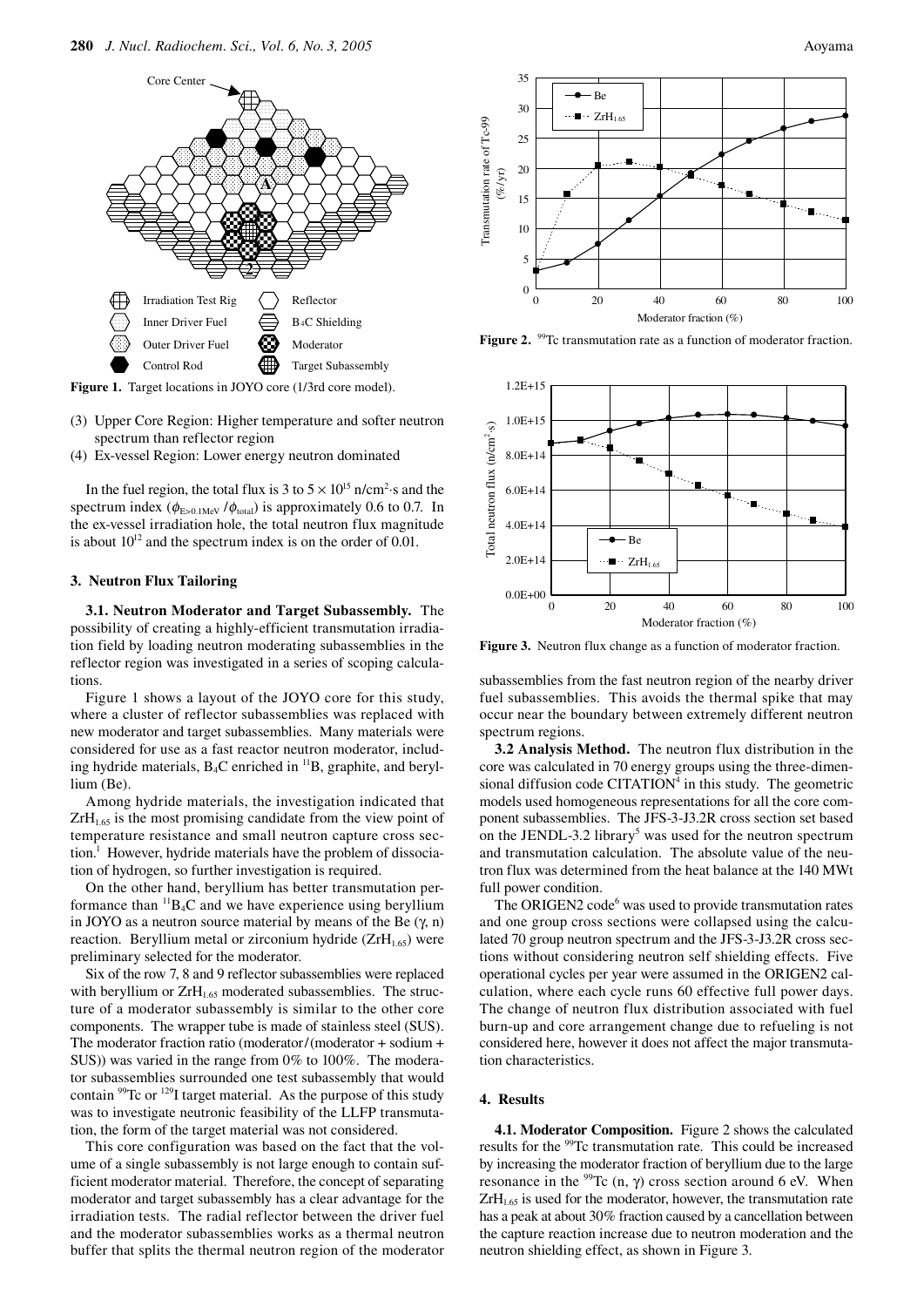Figure 1. Target locations in JOYO core (1/3rd core model).

(3) Upper Core Region: Higher temperature and softer neutron spectrum than reflector region
(4) Ex-vessel Region: Lower energy neutron dominated

In the fuel region, the total flux is 3 to $5 \times 10^{15}$ n/cm$^2$·s and the spectrum index ($\phi_{E>0.1MeV}$ / $\phi_{total}$) is approximately 0.6 to 0.7. In the ex-vessel irradiation hole, the total neutron flux magnitude is about $10^{12}$ and the spectrum index is on the order of 0.01.

## 3. Neutron Flux Tailoring

**3.1. Neutron Moderator and Target Subassembly.** The possibility of creating a highly-efficient transmutation irradiation field by loading neutron moderating subassemblies in the reflector region was investigated in a series of scoping calculations.

Figure 1 shows a layout of the JOYO core for this study, where a cluster of reflector subassemblies was replaced with new moderator and target subassemblies. Many materials were considered for use as a fast reactor neutron moderator, including hydride materials, $B_4C$ enriched in $^{11}B$, graphite, and beryllium (Be).

Among hydride materials, the investigation indicated that $ZrH_{1.65}$ is the most promising candidate from the view point of temperature resistance and small neutron capture cross section.[1] However, hydride materials have the problem of dissociation of hydrogen, so further investigation is required.

On the other hand, beryllium has better transmutation performance than $^{11}B_4C$ and we have experience using beryllium in JOYO as a neutron source material by means of the Be (γ, n) reaction. Beryllium metal or zirconium hydride ($ZrH_{1.65}$) were preliminary selected for the moderator.

Six of the row 7, 8 and 9 reflector subassemblies were replaced with beryllium or $ZrH_{1.65}$ moderated subassemblies. The structure of a moderator subassembly is similar to the other core components. The wrapper tube is made of stainless steel (SUS). The moderator fraction ratio (moderator/(moderator + sodium + SUS)) was varied in the range from 0% to 100%. The moderator subassemblies surrounded one test subassembly that would contain $^{99}$Tc or $^{129}$I target material. As the purpose of this study was to investigate neutronic feasibility of the LLFP transmutation, the form of the target material was not considered.

This core configuration was based on the fact that the volume of a single subassembly is not large enough to contain sufficient moderator material. Therefore, the concept of separating moderator and target subassembly has a clear advantage for the irradiation tests. The radial reflector between the driver fuel and the moderator subassemblies works as a thermal neutron buffer that splits the thermal neutron region of the moderator subassemblies from the fast neutron region of the nearby driver fuel subassemblies. This avoids the thermal spike that may occur near the boundary between extremely different neutron spectrum regions.

**3.2 Analysis Method.** The neutron flux distribution in the core was calculated in 70 energy groups using the three-dimensional diffusion code CITATION[4] in this study. The geometric models used homogeneous representations for all the core component subassemblies. The JFS-3-J3.2R cross section set based on the JENDL-3.2 library[5] was used for the neutron spectrum and transmutation calculation. The absolute value of the neutron flux was determined from the heat balance at the 140 MWt full power condition.

The ORIGEN2 code[6] was used to provide transmutation rates and one group cross sections were collapsed using the calculated 70 group neutron spectrum and the JFS-3-J3.2R cross sections without considering neutron self shielding effects. Five operational cycles per year were assumed in the ORIGEN2 calculation, where each cycle runs 60 effective full power days. The change of neutron flux distribution associated with fuel burn-up and core arrangement change due to refueling is not considered here, however it does not affect the major transmutation characteristics.

## 4. Results

**4.1. Moderator Composition.** Figure 2 shows the calculated results for the $^{99}$Tc transmutation rate. This could be increased by increasing the moderator fraction of beryllium due to the large resonance in the $^{99}$Tc (n, γ) cross section around 6 eV. When $ZrH_{1.65}$ is used for the moderator, however, the transmutation rate has a peak at about 30% fraction caused by a cancellation between the capture reaction increase due to neutron moderation and the neutron shielding effect, as shown in Figure 3.

Figure 2. $^{99}$Tc transmutation rate as a function of moderator fraction.

Figure 3. Neutron flux change as a function of moderator fraction.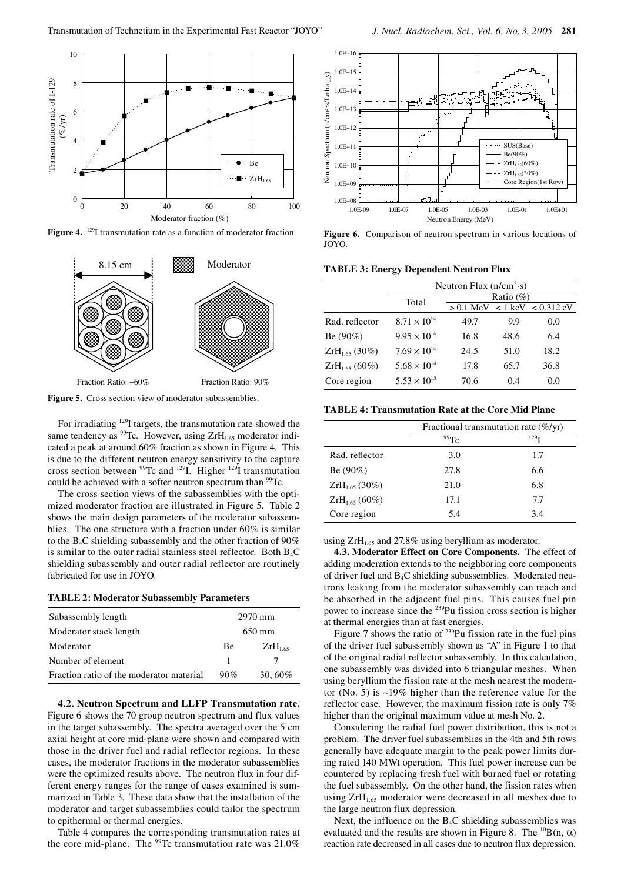**Figure 4.** $^{129}$I transmutation rate as a function of moderator fraction.

**Figure 5.** Cross section view of moderator subassemblies.

For irradiating $^{129}$I targets, the transmutation rate showed the same tendency as $^{99}$Tc. However, using $ZrH_{1.65}$ moderator indicated a peak at around 60% fraction as shown in Figure 4. This is due to the different neutron energy sensitivity to the capture cross section between $^{99}$Tc and $^{129}$I. Higher $^{129}$I transmutation could be achieved with a softer neutron spectrum than $^{99}$Tc.

The cross section views of the subassemblies with the optimized moderator fraction are illustrated in Figure 5. Table 2 shows the main design parameters of the moderator subassemblies. The one structure with a fraction under 60% is similar to the $B_4C$ shielding subassembly and the other fraction of 90% is similar to the outer radial stainless steel reflector. Both $B_4C$ shielding subassembly and outer radial reflector are routinely fabricated for use in JOYO.

**TABLE 2: Moderator Subassembly Parameters**

| Subassembly length | 2970 mm | |
|---|---|---|
| Moderator stack length | 650 mm | |
| Moderator | Be | $ZrH_{1.65}$ |
| Number of element | 1 | 7 |
| Fraction ratio of the moderator material | 90% | 30, 60% |

**4.2. Neutron Spectrum and LLFP Transmutation rate.** Figure 6 shows the 70 group neutron spectrum and flux values in the target subassembly. The spectra averaged over the 5 cm axial height at core mid-plane were shown and compared with those in the driver fuel and radial reflector regions. In these cases, the moderator fractions in the moderator subassemblies were the optimized results above. The neutron flux in four different energy ranges for the range of cases examined is summarized in Table 3. These data show that the installation of the moderator and target subassemblies could tailor the spectrum to epithermal or thermal energies.

Table 4 compares the corresponding transmutation rates at the core mid-plane. The $^{99}$Tc transmutation rate was 21.0% using $ZrH_{1.65}$ and 27.8% using beryllium as moderator.

**Figure 6.** Comparison of neutron spectrum in various locations of JOYO.

**TABLE 3: Energy Dependent Neutron Flux**

| | Neutron Flux (n/cm$^2$·s) | | | |
|---|---|---|---|---|
| | Total | Ratio (%) | | |
| | | > 0.1 MeV | < 1 keV | < 0.312 eV |
| Rad. reflector | $8.71 \times 10^{14}$ | 49.7 | 9.9 | 0.0 |
| Be (90%) | $9.95 \times 10^{14}$ | 16.8 | 48.6 | 6.4 |
| $ZrH_{1.65}$ (30%) | $7.69 \times 10^{14}$ | 24.5 | 51.0 | 18.2 |
| $ZrH_{1.65}$ (60%) | $5.68 \times 10^{14}$ | 17.8 | 65.7 | 36.8 |
| Core region | $5.53 \times 10^{15}$ | 70.6 | 0.4 | 0.0 |

**TABLE 4: Transmutation Rate at the Core Mid Plane**

| | Fractional transmutation rate (%/yr) | |
|---|---|---|
| | $^{99}$Tc | $^{129}$I |
| Rad. reflector | 3.0 | 1.7 |
| Be (90%) | 27.8 | 6.6 |
| $ZrH_{1.65}$ (30%) | 21.0 | 6.8 |
| $ZrH_{1.65}$ (60%) | 17.1 | 7.7 |
| Core region | 5.4 | 3.4 |

**4.3. Moderator Effect on Core Components.** The effect of adding moderation extends to the neighboring core components of driver fuel and $B_4C$ shielding subassemblies. Moderated neutrons leaking from the moderator subassembly can reach and be absorbed in the adjacent fuel pins. This causes fuel pin power to increase since the $^{239}$Pu fission cross section is higher at thermal energies than at fast energies.

Figure 7 shows the ratio of $^{239}$Pu fission rate in the fuel pins of the driver fuel subassembly shown as "A" in Figure 1 to that of the original radial reflector subassembly. In this calculation, one subassembly was divided into 6 triangular meshes. When using beryllium the fission rate at the mesh nearest the moderator (No. 5) is ~19% higher than the reference value for the reflector case. However, the maximum fission rate is only 7% higher than the original maximum value at mesh No. 2.

Considering the radial fuel power distribution, this is not a problem. The driver fuel subassemblies in the 4th and 5th rows generally have adequate margin to the peak power limits during rated 140 MWt operation. This fuel power increase can be countered by replacing fresh fuel with burned fuel or rotating the fuel subassembly. On the other hand, the fission rates when using $ZrH_{1.65}$ moderator were decreased in all meshes due to the large neutron flux depression.

Next, the influence on the $B_4C$ shielding subassemblies was evaluated and the results are shown in Figure 8. The $^{10}B(n, \alpha)$ reaction rate decreased in all cases due to neutron flux depression.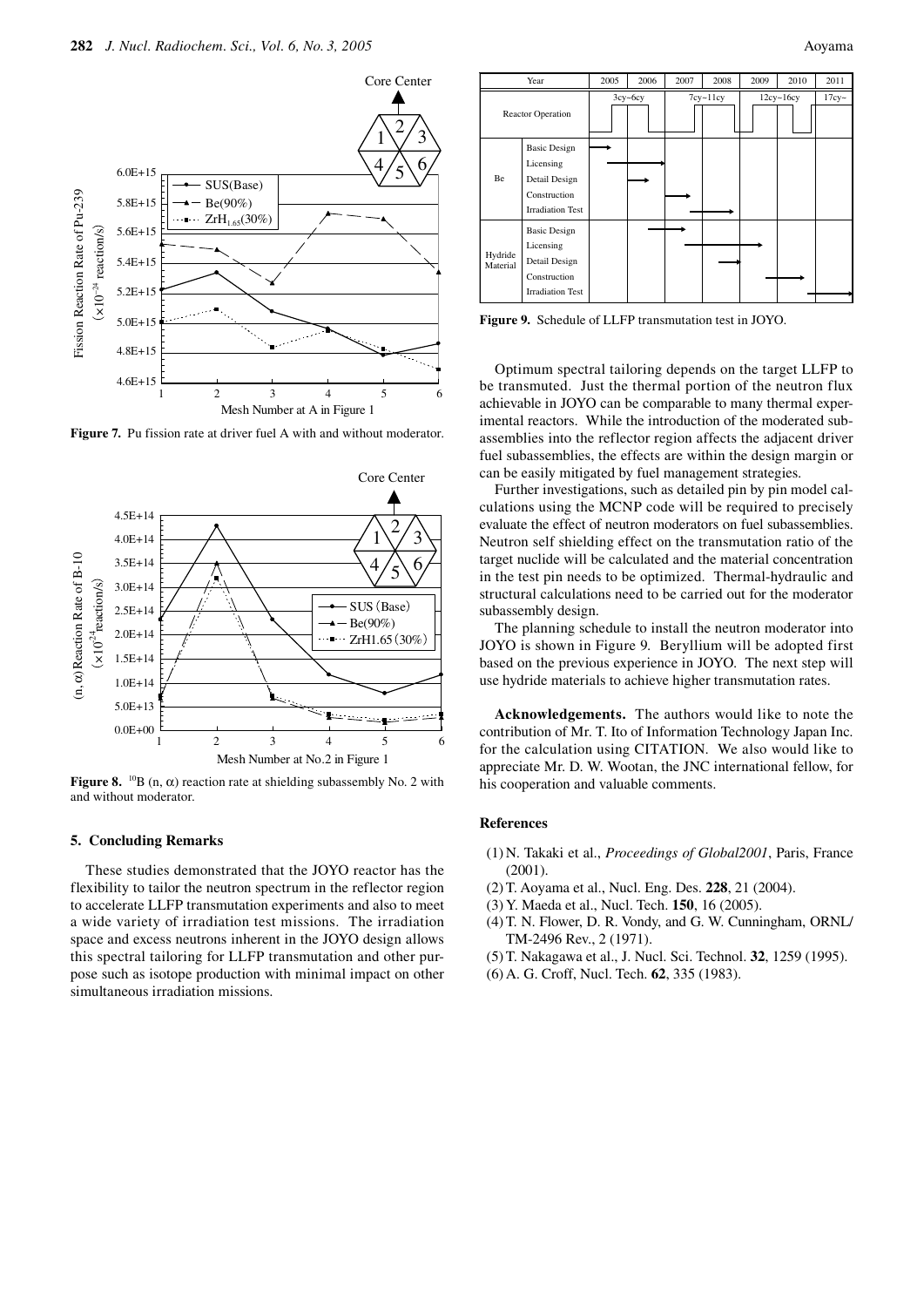Core Center

1 2 3 4 5 6

6.0E+15
5.8E+15
5.6E+15
5.4E+15
5.2E+15
5.0E+15
4.8E+15
4.6E+15

SUS(Base)
Be(90%)
$ZrH_{1.65}$(30%)

Fission Reaction Rate of Pu-239 ($\times 10^{-24}$ reaction/s)

1 2 3 4 5 6

Mesh Number at A in Figure 1

**Figure 7.** Pu fission rate at driver fuel A with and without moderator.

Core Center

1 2 3 4 5 6

4.5E+14
4.0E+14
3.5E+14
3.0E+14
2.5E+14
2.0E+14
1.5E+14
1.0E+14
5.0E+13
0.0E+00

SUS (Base)
Be(90%)
ZrH1.65 (30%)

(n, α)Reaction Rate of B-10 ($\times 10^{-24}$ reaction/s)

1 2 3 4 5 6

Mesh Number at No.2 in Figure 1

**Figure 8.** $^{10}B$ (n, α) reaction rate at shielding subassembly No. 2 with and without moderator.

## 5. Concluding Remarks

These studies demonstrated that the JOYO reactor has the flexibility to tailor the neutron spectrum in the reflector region to accelerate LLFP transmutation experiments and also to meet a wide variety of irradiation test missions. The irradiation space and excess neutrons inherent in the JOYO design allows this spectral tailoring for LLFP transmutation and other purpose such as isotope production with minimal impact on other simultaneous irradiation missions.

Year: 2005 2006 2007 2008 2009 2010 2011

Reactor Operation: 3cy~6cy, 7cy~11cy, 12cy~16cy, 17cy~

Be: Basic Design, Licensing, Detail Design, Construction, Irradiation Test

Hydride Material: Basic Design, Licensing, Detail Design, Construction, Irradiation Test

**Figure 9.** Schedule of LLFP transmutation test in JOYO.

Optimum spectral tailoring depends on the target LLFP to be transmuted. Just the thermal portion of the neutron flux achievable in JOYO can be comparable to many thermal experimental reactors. While the introduction of the moderated subassemblies into the reflector region affects the adjacent driver fuel subassemblies, the effects are within the design margin or can be easily mitigated by fuel management strategies.

Further investigations, such as detailed pin by pin model calculations using the MCNP code will be required to precisely evaluate the effect of neutron moderators on fuel subassemblies. Neutron self shielding effect on the transmutation ratio of the target nuclide will be calculated and the material concentration in the test pin needs to be optimized. Thermal-hydraulic and structural calculations need to be carried out for the moderator subassembly design.

The planning schedule to install the neutron moderator into JOYO is shown in Figure 9. Beryllium will be adopted first based on the previous experience in JOYO. The next step will use hydride materials to achieve higher transmutation rates.

**Acknowledgements.** The authors would like to note the contribution of Mr. T. Ito of Information Technology Japan Inc. for the calculation using CITATION. We also would like to appreciate Mr. D. W. Wootan, the JNC international fellow, for his cooperation and valuable comments.

## References

(1) N. Takaki et al., *Proceedings of Global2001*, Paris, France (2001).
(2) T. Aoyama et al., Nucl. Eng. Des. **228**, 21 (2004).
(3) Y. Maeda et al., Nucl. Tech. **150**, 16 (2005).
(4) T. N. Flower, D. R. Vondy, and G. W. Cunningham, ORNL/TM-2496 Rev., 2 (1971).
(5) T. Nakagawa et al., J. Nucl. Sci. Technol. **32**, 1259 (1995).
(6) A. G. Croff, Nucl. Tech. **62**, 335 (1983).